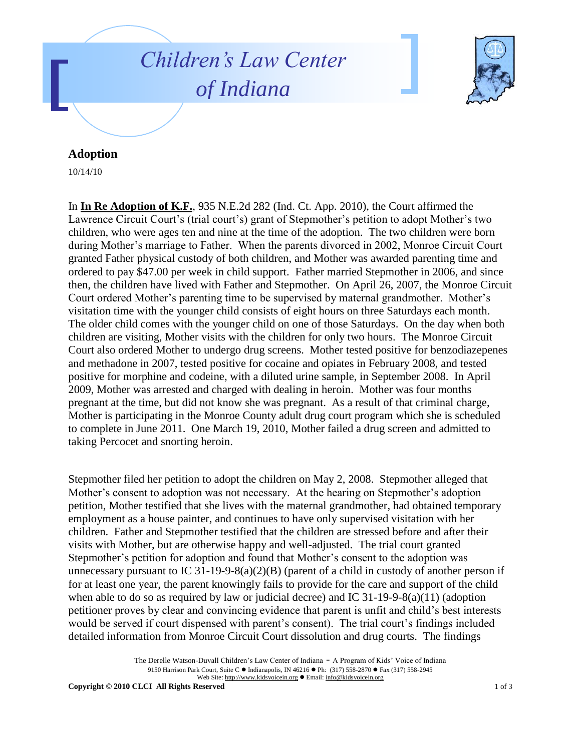# Children's Law Center of Indiana

## Adoption

10/14/10

In **In Re Adoption of K.F.**, 935 N.E.2d 282 (Ind. Ct. App. 2010), the Court affirmed the Lawrence Circuit Court's (trial court's) grant of Stepmother's petition to adopt Mother's two children, who were ages ten and nine at the time of the adoption. The two children were born during Mother's marriage to Father. When the parents divorced in 2002, Monroe Circuit Court granted Father physical custody of both children, and Mother was awarded parenting time and ordered to pay $47.00 per week in child support. Father married Stepmother in 2006, and since then, the children have lived with Father and Stepmother. On April 26, 2007, the Monroe Circuit Court ordered Mother's parenting time to be supervised by maternal grandmother. Mother's visitation time with the younger child consists of eight hours on three Saturdays each month. The older child comes with the younger child on one of those Saturdays. On the day when both children are visiting, Mother visits with the children for only two hours. The Monroe Circuit Court also ordered Mother to undergo drug screens. Mother tested positive for benzodiazepenes and methadone in 2007, tested positive for cocaine and opiates in February 2008, and tested positive for morphine and codeine, with a diluted urine sample, in September 2008. In April 2009, Mother was arrested and charged with dealing in heroin. Mother was four months pregnant at the time, but did not know she was pregnant. As a result of that criminal charge, Mother is participating in the Monroe County adult drug court program which she is scheduled to complete in June 2011. One March 19, 2010, Mother failed a drug screen and admitted to taking Percocet and snorting heroin.

Stepmother filed her petition to adopt the children on May 2, 2008. Stepmother alleged that Mother's consent to adoption was not necessary. At the hearing on Stepmother's adoption petition, Mother testified that she lives with the maternal grandmother, had obtained temporary employment as a house painter, and continues to have only supervised visitation with her children. Father and Stepmother testified that the children are stressed before and after their visits with Mother, but are otherwise happy and well-adjusted. The trial court granted Stepmother's petition for adoption and found that Mother's consent to the adoption was unnecessary pursuant to IC 31-19-9-8(a)(2)(B) (parent of a child in custody of another person if for at least one year, the parent knowingly fails to provide for the care and support of the child when able to do so as required by law or judicial decree) and IC 31-19-9-8(a)(11) (adoption petitioner proves by clear and convincing evidence that parent is unfit and child's best interests would be served if court dispensed with parent's consent). The trial court's findings included detailed information from Monroe Circuit Court dissolution and drug courts. The findings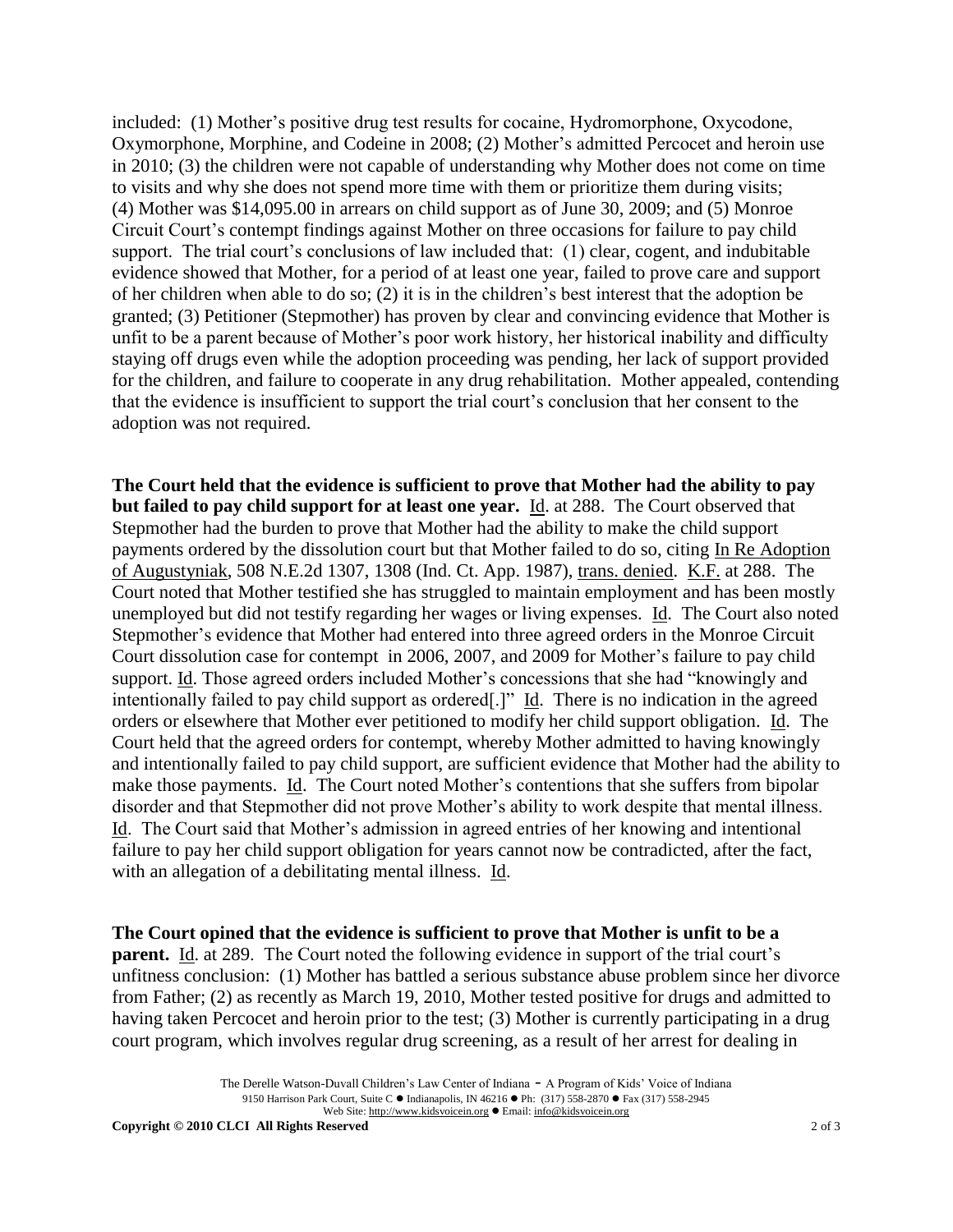included: (1) Mother's positive drug test results for cocaine, Hydromorphone, Oxycodone, Oxymorphone, Morphine, and Codeine in 2008; (2) Mother's admitted Percocet and heroin use in 2010; (3) the children were not capable of understanding why Mother does not come on time to visits and why she does not spend more time with them or prioritize them during visits; (4) Mother was $14,095.00 in arrears on child support as of June 30, 2009; and (5) Monroe Circuit Court's contempt findings against Mother on three occasions for failure to pay child support. The trial court's conclusions of law included that: (1) clear, cogent, and indubitable evidence showed that Mother, for a period of at least one year, failed to prove care and support of her children when able to do so; (2) it is in the children's best interest that the adoption be granted; (3) Petitioner (Stepmother) has proven by clear and convincing evidence that Mother is unfit to be a parent because of Mother's poor work history, her historical inability and difficulty staying off drugs even while the adoption proceeding was pending, her lack of support provided for the children, and failure to cooperate in any drug rehabilitation. Mother appealed, contending that the evidence is insufficient to support the trial court's conclusion that her consent to the adoption was not required.

**The Court held that the evidence is sufficient to prove that Mother had the ability to pay but failed to pay child support for at least one year.** Id. at 288. The Court observed that Stepmother had the burden to prove that Mother had the ability to make the child support payments ordered by the dissolution court but that Mother failed to do so, citing In Re Adoption of Augustyniak, 508 N.E.2d 1307, 1308 (Ind. Ct. App. 1987), trans. denied. K.F. at 288. The Court noted that Mother testified she has struggled to maintain employment and has been mostly unemployed but did not testify regarding her wages or living expenses. Id. The Court also noted Stepmother's evidence that Mother had entered into three agreed orders in the Monroe Circuit Court dissolution case for contempt in 2006, 2007, and 2009 for Mother's failure to pay child support. Id. Those agreed orders included Mother's concessions that she had "knowingly and intentionally failed to pay child support as ordered[.]" Id. There is no indication in the agreed orders or elsewhere that Mother ever petitioned to modify her child support obligation. Id. The Court held that the agreed orders for contempt, whereby Mother admitted to having knowingly and intentionally failed to pay child support, are sufficient evidence that Mother had the ability to make those payments. Id. The Court noted Mother's contentions that she suffers from bipolar disorder and that Stepmother did not prove Mother's ability to work despite that mental illness. Id. The Court said that Mother's admission in agreed entries of her knowing and intentional failure to pay her child support obligation for years cannot now be contradicted, after the fact, with an allegation of a debilitating mental illness. Id.

**The Court opined that the evidence is sufficient to prove that Mother is unfit to be a parent.** Id. at 289. The Court noted the following evidence in support of the trial court's unfitness conclusion: (1) Mother has battled a serious substance abuse problem since her divorce from Father; (2) as recently as March 19, 2010, Mother tested positive for drugs and admitted to having taken Percocet and heroin prior to the test; (3) Mother is currently participating in a drug court program, which involves regular drug screening, as a result of her arrest for dealing in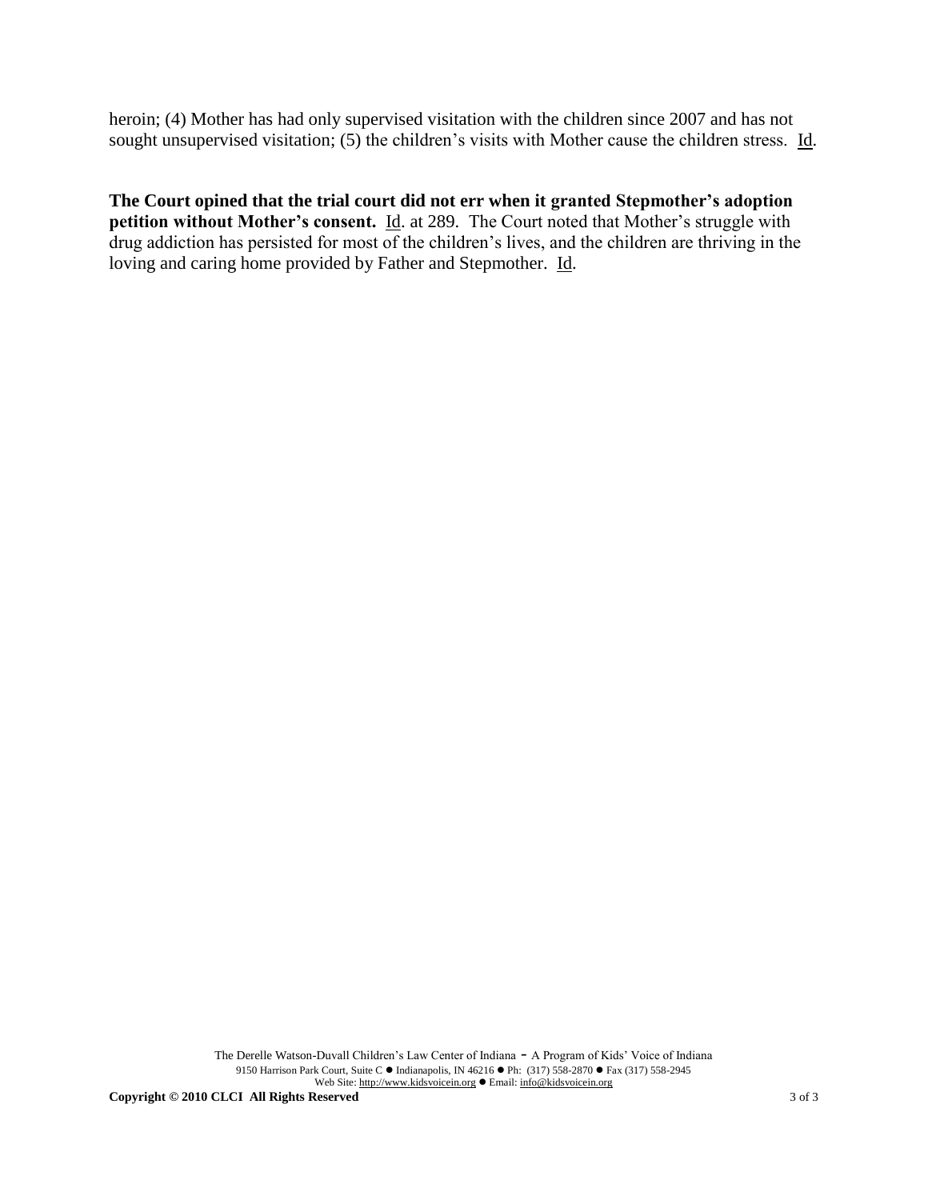heroin; (4) Mother has had only supervised visitation with the children since 2007 and has not sought unsupervised visitation; (5) the children's visits with Mother cause the children stress. Id.

**The Court opined that the trial court did not err when it granted Stepmother's adoption petition without Mother's consent.** Id. at 289. The Court noted that Mother's struggle with drug addiction has persisted for most of the children's lives, and the children are thriving in the loving and caring home provided by Father and Stepmother. Id.